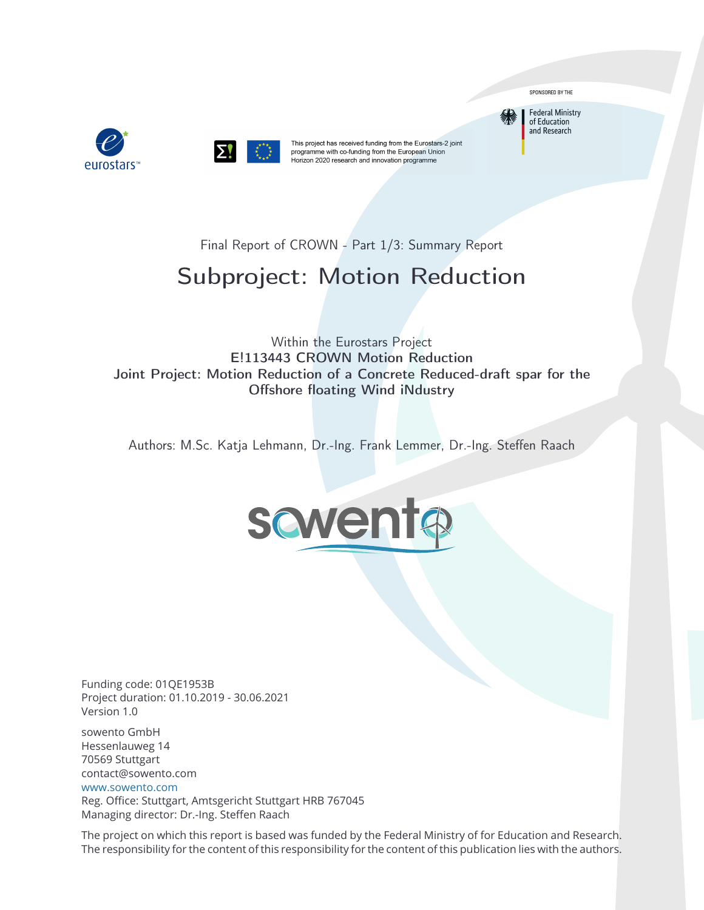SPONSORED BY THE

Federal Ministry of Education and Research

This project has received funding from the Eurostars-2 joint programme with co-funding from the European Union Horizon 2020 research and innovation programme

Final Report of CROWN - Part 1/3: Summary Report

# Subproject: Motion Reduction

Within the Eurostars Project

**E!113443 CROWN Motion Reduction**
**Joint Project: Motion Reduction of a Concrete Reduced-draft spar for the Offshore floating Wind iNdustry**

Authors: M.Sc. Katja Lehmann, Dr.-Ing. Frank Lemmer, Dr.-Ing. Steffen Raach

Funding code: 01QE1953B
Project duration: 01.10.2019 - 30.06.2021
Version 1.0

sowento GmbH
Hessenlauweg 14
70569 Stuttgart
contact@sowento.com
www.sowento.com
Reg. Office: Stuttgart, Amtsgericht Stuttgart HRB 767045
Managing director: Dr.-Ing. Steffen Raach

The project on which this report is based was funded by the Federal Ministry of for Education and Research. The responsibility for the content of this responsibility for the content of this publication lies with the authors.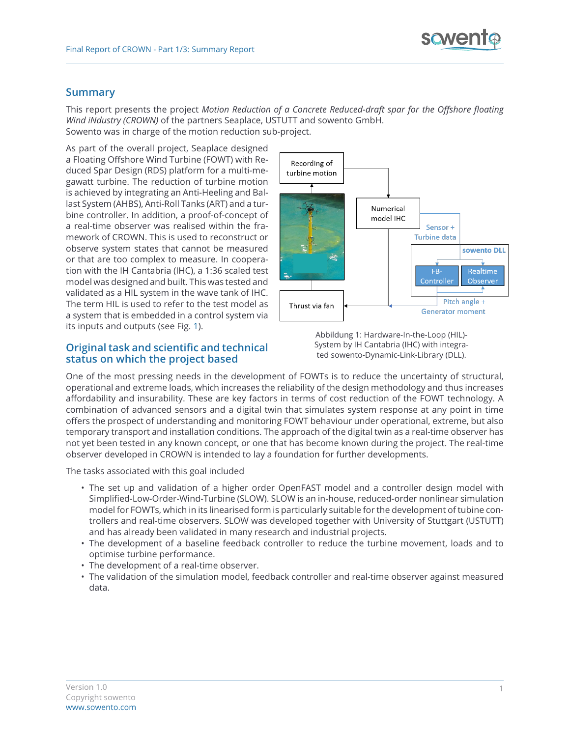## Summary

This report presents the project *Motion Reduction of a Concrete Reduced-draft spar for the Offshore floating Wind iNdustry (CROWN)* of the partners Seaplace, USTUTT and sowento GmbH.
Sowento was in charge of the motion reduction sub-project.

As part of the overall project, Seaplace designed a Floating Offshore Wind Turbine (FOWT) with Reduced Spar Design (RDS) platform for a multi-megawatt turbine. The reduction of turbine motion is achieved by integrating an Anti-Heeling and Ballast System (AHBS), Anti-Roll Tanks (ART) and a turbine controller. In addition, a proof-of-concept of a real-time observer was realised within the framework of CROWN. This is used to reconstruct or observe system states that cannot be measured or that are too complex to measure. In cooperation with the IH Cantabria (IHC), a 1:36 scaled test model was designed and built. This was tested and validated as a HIL system in the wave tank of IHC. The term HIL is used to refer to the test model as a system that is embedded in a control system via its inputs and outputs (see Fig. 1).

Recording of turbine motion

Numerical model IHC

Sensor + Turbine data

sowento DLL

FB-Controller

Realtime Observer

Thrust via fan

Pitch angle + Generator moment

Abbildung 1: Hardware-In-the-Loop (HIL)-System by IH Cantabria (IHC) with integrated sowento-Dynamic-Link-Library (DLL).

## Original task and scientific and technical status on which the project based

One of the most pressing needs in the development of FOWTs is to reduce the uncertainty of structural, operational and extreme loads, which increases the reliability of the design methodology and thus increases affordability and insurability. These are key factors in terms of cost reduction of the FOWT technology. A combination of advanced sensors and a digital twin that simulates system response at any point in time offers the prospect of understanding and monitoring FOWT behaviour under operational, extreme, but also temporary transport and installation conditions. The approach of the digital twin as a real-time observer has not yet been tested in any known concept, or one that has become known during the project. The real-time observer developed in CROWN is intended to lay a foundation for further developments.

The tasks associated with this goal included

- The set up and validation of a higher order OpenFAST model and a controller design model with Simplified-Low-Order-Wind-Turbine (SLOW). SLOW is an in-house, reduced-order nonlinear simulation model for FOWTs, which in its linearised form is particularly suitable for the development of tubine controllers and real-time observers. SLOW was developed together with University of Stuttgart (USTUTT) and has already been validated in many research and industrial projects.
- The development of a baseline feedback controller to reduce the turbine movement, loads and to optimise turbine performance.
- The development of a real-time observer.
- The validation of the simulation model, feedback controller and real-time observer against measured data.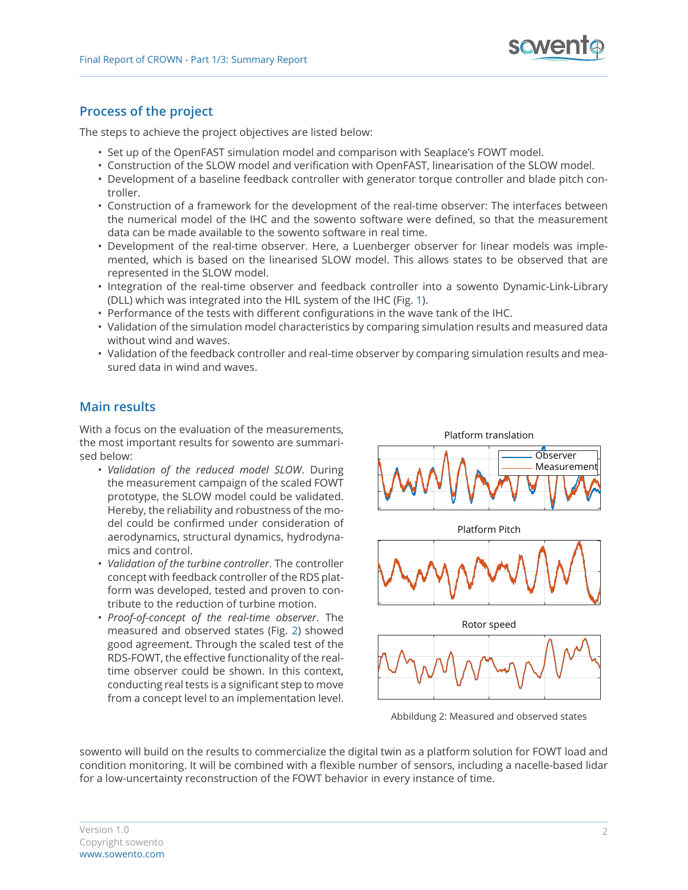## Process of the project

The steps to achieve the project objectives are listed below:

- Set up of the OpenFAST simulation model and comparison with Seaplace's FOWT model.
- Construction of the SLOW model and verification with OpenFAST, linearisation of the SLOW model.
- Development of a baseline feedback controller with generator torque controller and blade pitch controller.
- Construction of a framework for the development of the real-time observer: The interfaces between the numerical model of the IHC and the sowento software were defined, so that the measurement data can be made available to the sowento software in real time.
- Development of the real-time observer. Here, a Luenberger observer for linear models was implemented, which is based on the linearised SLOW model. This allows states to be observed that are represented in the SLOW model.
- Integration of the real-time observer and feedback controller into a sowento Dynamic-Link-Library (DLL) which was integrated into the HIL system of the IHC (Fig. 1).
- Performance of the tests with different configurations in the wave tank of the IHC.
- Validation of the simulation model characteristics by comparing simulation results and measured data without wind and waves.
- Validation of the feedback controller and real-time observer by comparing simulation results and measured data in wind and waves.

## Main results

With a focus on the evaluation of the measurements, the most important results for sowento are summarised below:

- *Validation of the reduced model SLOW*. During the measurement campaign of the scaled FOWT prototype, the SLOW model could be validated. Hereby, the reliability and robustness of the model could be confirmed under consideration of aerodynamics, structural dynamics, hydrodynamics and control.
- *Validation of the turbine controller*. The controller concept with feedback controller of the RDS platform was developed, tested and proven to contribute to the reduction of turbine motion.
- *Proof-of-concept of the real-time observer*. The measured and observed states (Fig. 2) showed good agreement. Through the scaled test of the RDS-FOWT, the effective functionality of the real-time observer could be shown. In this context, conducting real tests is a significant step to move from a concept level to an implementation level.

Platform translation

Observer

Measurement

Platform Pitch

Rotor speed

Abbildung 2: Measured and observed states

sowento will build on the results to commercialize the digital twin as a platform solution for FOWT load and condition monitoring. It will be combined with a flexible number of sensors, including a nacelle-based lidar for a low-uncertainty reconstruction of the FOWT behavior in every instance of time.